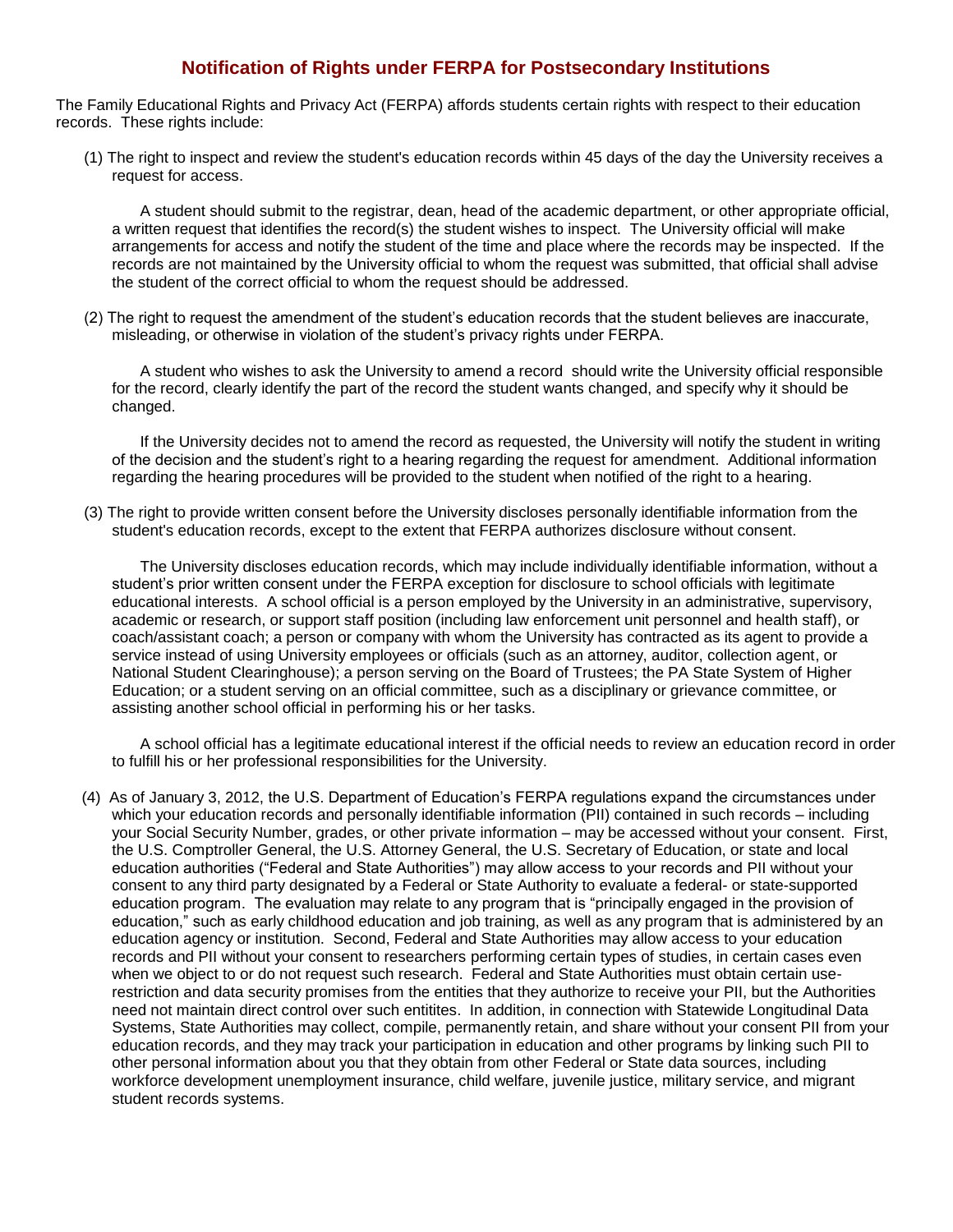## Notification of Rights under FERPA for Postsecondary Institutions

The Family Educational Rights and Privacy Act (FERPA) affords students certain rights with respect to their education records. These rights include:

(1) The right to inspect and review the student's education records within 45 days of the day the University receives a request for access.

A student should submit to the registrar, dean, head of the academic department, or other appropriate official, a written request that identifies the record(s) the student wishes to inspect. The University official will make arrangements for access and notify the student of the time and place where the records may be inspected. If the records are not maintained by the University official to whom the request was submitted, that official shall advise the student of the correct official to whom the request should be addressed.

(2) The right to request the amendment of the student's education records that the student believes are inaccurate, misleading, or otherwise in violation of the student's privacy rights under FERPA.

A student who wishes to ask the University to amend a record should write the University official responsible for the record, clearly identify the part of the record the student wants changed, and specify why it should be changed.

If the University decides not to amend the record as requested, the University will notify the student in writing of the decision and the student's right to a hearing regarding the request for amendment. Additional information regarding the hearing procedures will be provided to the student when notified of the right to a hearing.

(3) The right to provide written consent before the University discloses personally identifiable information from the student's education records, except to the extent that FERPA authorizes disclosure without consent.

The University discloses education records, which may include individually identifiable information, without a student's prior written consent under the FERPA exception for disclosure to school officials with legitimate educational interests. A school official is a person employed by the University in an administrative, supervisory, academic or research, or support staff position (including law enforcement unit personnel and health staff), or coach/assistant coach; a person or company with whom the University has contracted as its agent to provide a service instead of using University employees or officials (such as an attorney, auditor, collection agent, or National Student Clearinghouse); a person serving on the Board of Trustees; the PA State System of Higher Education; or a student serving on an official committee, such as a disciplinary or grievance committee, or assisting another school official in performing his or her tasks.

A school official has a legitimate educational interest if the official needs to review an education record in order to fulfill his or her professional responsibilities for the University.

(4) As of January 3, 2012, the U.S. Department of Education's FERPA regulations expand the circumstances under which your education records and personally identifiable information (PII) contained in such records – including your Social Security Number, grades, or other private information – may be accessed without your consent. First, the U.S. Comptroller General, the U.S. Attorney General, the U.S. Secretary of Education, or state and local education authorities ("Federal and State Authorities") may allow access to your records and PII without your consent to any third party designated by a Federal or State Authority to evaluate a federal- or state-supported education program. The evaluation may relate to any program that is "principally engaged in the provision of education," such as early childhood education and job training, as well as any program that is administered by an education agency or institution. Second, Federal and State Authorities may allow access to your education records and PII without your consent to researchers performing certain types of studies, in certain cases even when we object to or do not request such research. Federal and State Authorities must obtain certain use-restriction and data security promises from the entities that they authorize to receive your PII, but the Authorities need not maintain direct control over such entitites. In addition, in connection with Statewide Longitudinal Data Systems, State Authorities may collect, compile, permanently retain, and share without your consent PII from your education records, and they may track your participation in education and other programs by linking such PII to other personal information about you that they obtain from other Federal or State data sources, including workforce development unemployment insurance, child welfare, juvenile justice, military service, and migrant student records systems.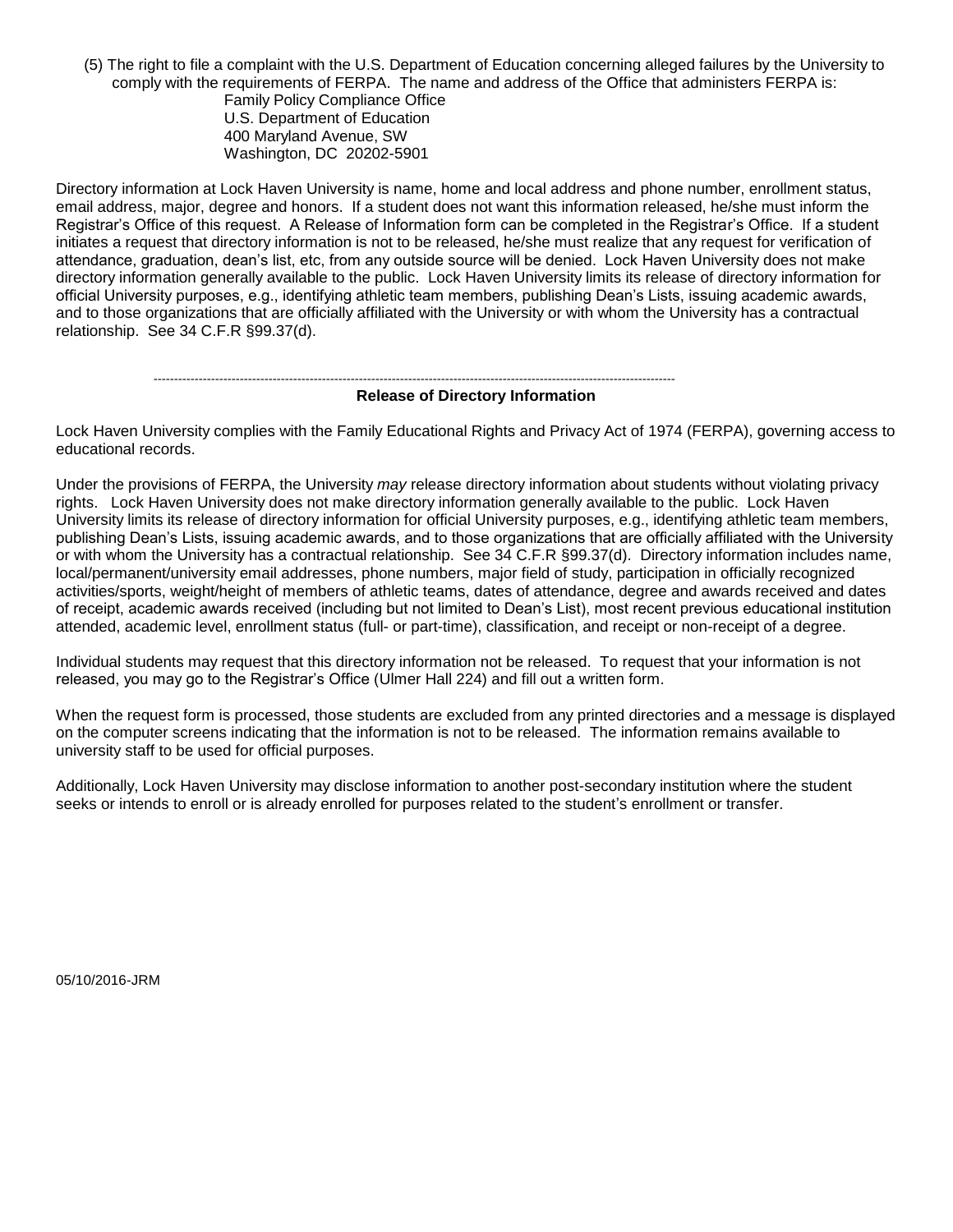(5) The right to file a complaint with the U.S. Department of Education concerning alleged failures by the University to comply with the requirements of FERPA. The name and address of the Office that administers FERPA is:

Family Policy Compliance Office
U.S. Department of Education
400 Maryland Avenue, SW
Washington, DC 20202-5901

Directory information at Lock Haven University is name, home and local address and phone number, enrollment status, email address, major, degree and honors. If a student does not want this information released, he/she must inform the Registrar's Office of this request. A Release of Information form can be completed in the Registrar's Office. If a student initiates a request that directory information is not to be released, he/she must realize that any request for verification of attendance, graduation, dean's list, etc, from any outside source will be denied. Lock Haven University does not make directory information generally available to the public. Lock Haven University limits its release of directory information for official University purposes, e.g., identifying athletic team members, publishing Dean's Lists, issuing academic awards, and to those organizations that are officially affiliated with the University or with whom the University has a contractual relationship. See 34 C.F.R §99.37(d).

---

**Release of Directory Information**

Lock Haven University complies with the Family Educational Rights and Privacy Act of 1974 (FERPA), governing access to educational records.

Under the provisions of FERPA, the University *may* release directory information about students without violating privacy rights. Lock Haven University does not make directory information generally available to the public. Lock Haven University limits its release of directory information for official University purposes, e.g., identifying athletic team members, publishing Dean's Lists, issuing academic awards, and to those organizations that are officially affiliated with the University or with whom the University has a contractual relationship. See 34 C.F.R §99.37(d). Directory information includes name, local/permanent/university email addresses, phone numbers, major field of study, participation in officially recognized activities/sports, weight/height of members of athletic teams, dates of attendance, degree and awards received and dates of receipt, academic awards received (including but not limited to Dean's List), most recent previous educational institution attended, academic level, enrollment status (full- or part-time), classification, and receipt or non-receipt of a degree.

Individual students may request that this directory information not be released. To request that your information is not released, you may go to the Registrar's Office (Ulmer Hall 224) and fill out a written form.

When the request form is processed, those students are excluded from any printed directories and a message is displayed on the computer screens indicating that the information is not to be released. The information remains available to university staff to be used for official purposes.

Additionally, Lock Haven University may disclose information to another post-secondary institution where the student seeks or intends to enroll or is already enrolled for purposes related to the student's enrollment or transfer.

05/10/2016-JRM